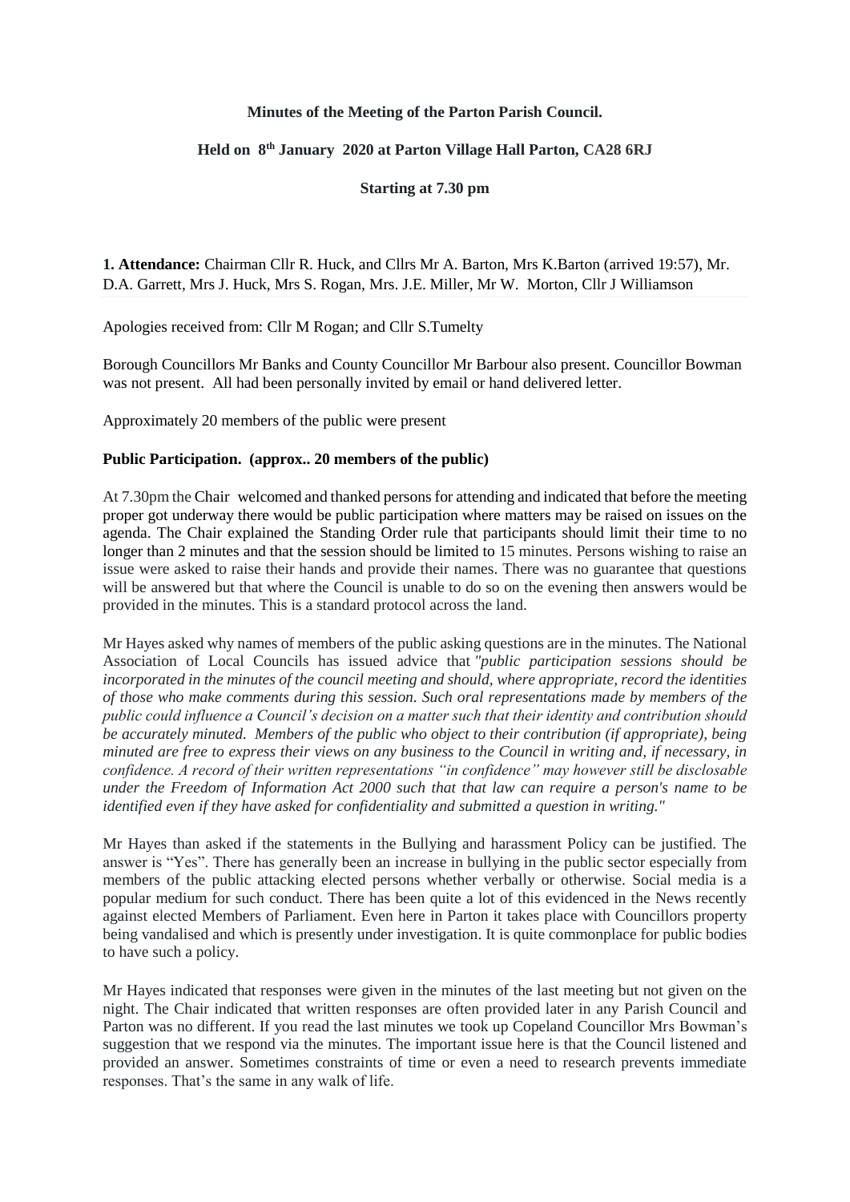**Minutes of the Meeting of the Parton Parish Council.**

**Held on 8th January 2020 at Parton Village Hall Parton, CA28 6RJ**

**Starting at 7.30 pm**

**1. Attendance:** Chairman Cllr R. Huck, and Cllrs Mr A. Barton, Mrs K.Barton (arrived 19:57), Mr. D.A. Garrett, Mrs J. Huck, Mrs S. Rogan, Mrs. J.E. Miller, Mr W. Morton, Cllr J Williamson

Apologies received from: Cllr M Rogan; and Cllr S.Tumelty

Borough Councillors Mr Banks and County Councillor Mr Barbour also present. Councillor Bowman was not present. All had been personally invited by email or hand delivered letter.

Approximately 20 members of the public were present

**Public Participation. (approx.. 20 members of the public)**

At 7.30pm the Chair welcomed and thanked persons for attending and indicated that before the meeting proper got underway there would be public participation where matters may be raised on issues on the agenda. The Chair explained the Standing Order rule that participants should limit their time to no longer than 2 minutes and that the session should be limited to 15 minutes. Persons wishing to raise an issue were asked to raise their hands and provide their names. There was no guarantee that questions will be answered but that where the Council is unable to do so on the evening then answers would be provided in the minutes. This is a standard protocol across the land.

Mr Hayes asked why names of members of the public asking questions are in the minutes. The National Association of Local Councils has issued advice that *"public participation sessions should be incorporated in the minutes of the council meeting and should, where appropriate, record the identities of those who make comments during this session. Such oral representations made by members of the public could influence a Council's decision on a matter such that their identity and contribution should be accurately minuted. Members of the public who object to their contribution (if appropriate), being minuted are free to express their views on any business to the Council in writing and, if necessary, in confidence. A record of their written representations "in confidence" may however still be disclosable under the Freedom of Information Act 2000 such that that law can require a person's name to be identified even if they have asked for confidentiality and submitted a question in writing."*

Mr Hayes than asked if the statements in the Bullying and harassment Policy can be justified. The answer is "Yes". There has generally been an increase in bullying in the public sector especially from members of the public attacking elected persons whether verbally or otherwise. Social media is a popular medium for such conduct. There has been quite a lot of this evidenced in the News recently against elected Members of Parliament. Even here in Parton it takes place with Councillors property being vandalised and which is presently under investigation. It is quite commonplace for public bodies to have such a policy.

Mr Hayes indicated that responses were given in the minutes of the last meeting but not given on the night. The Chair indicated that written responses are often provided later in any Parish Council and Parton was no different. If you read the last minutes we took up Copeland Councillor Mrs Bowman's suggestion that we respond via the minutes. The important issue here is that the Council listened and provided an answer. Sometimes constraints of time or even a need to research prevents immediate responses. That's the same in any walk of life.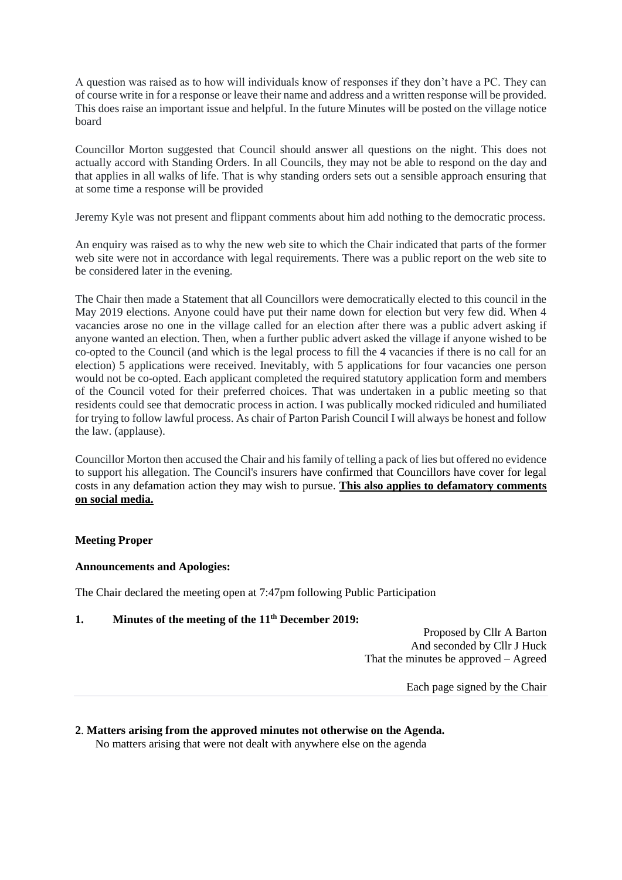A question was raised as to how will individuals know of responses if they don't have a PC. They can of course write in for a response or leave their name and address and a written response will be provided. This does raise an important issue and helpful. In the future Minutes will be posted on the village notice board

Councillor Morton suggested that Council should answer all questions on the night. This does not actually accord with Standing Orders. In all Councils, they may not be able to respond on the day and that applies in all walks of life. That is why standing orders sets out a sensible approach ensuring that at some time a response will be provided

Jeremy Kyle was not present and flippant comments about him add nothing to the democratic process.

An enquiry was raised as to why the new web site to which the Chair indicated that parts of the former web site were not in accordance with legal requirements. There was a public report on the web site to be considered later in the evening.

The Chair then made a Statement that all Councillors were democratically elected to this council in the May 2019 elections. Anyone could have put their name down for election but very few did. When 4 vacancies arose no one in the village called for an election after there was a public advert asking if anyone wanted an election. Then, when a further public advert asked the village if anyone wished to be co-opted to the Council (and which is the legal process to fill the 4 vacancies if there is no call for an election) 5 applications were received. Inevitably, with 5 applications for four vacancies one person would not be co-opted. Each applicant completed the required statutory application form and members of the Council voted for their preferred choices. That was undertaken in a public meeting so that residents could see that democratic process in action. I was publically mocked ridiculed and humiliated for trying to follow lawful process. As chair of Parton Parish Council I will always be honest and follow the law. (applause).

Councillor Morton then accused the Chair and his family of telling a pack of lies but offered no evidence to support his allegation. The Council's insurers have confirmed that Councillors have cover for legal costs in any defamation action they may wish to pursue. **<u>This also applies to defamatory comments on social media.</u>**

**Meeting Proper**

**Announcements and Apologies:**

The Chair declared the meeting open at 7:47pm following Public Participation

## 1. Minutes of the meeting of the 11th December 2019:

Proposed by Cllr A Barton
And seconded by Cllr J Huck
That the minutes be approved – Agreed

Each page signed by the Chair

## 2. Matters arising from the approved minutes not otherwise on the Agenda.

No matters arising that were not dealt with anywhere else on the agenda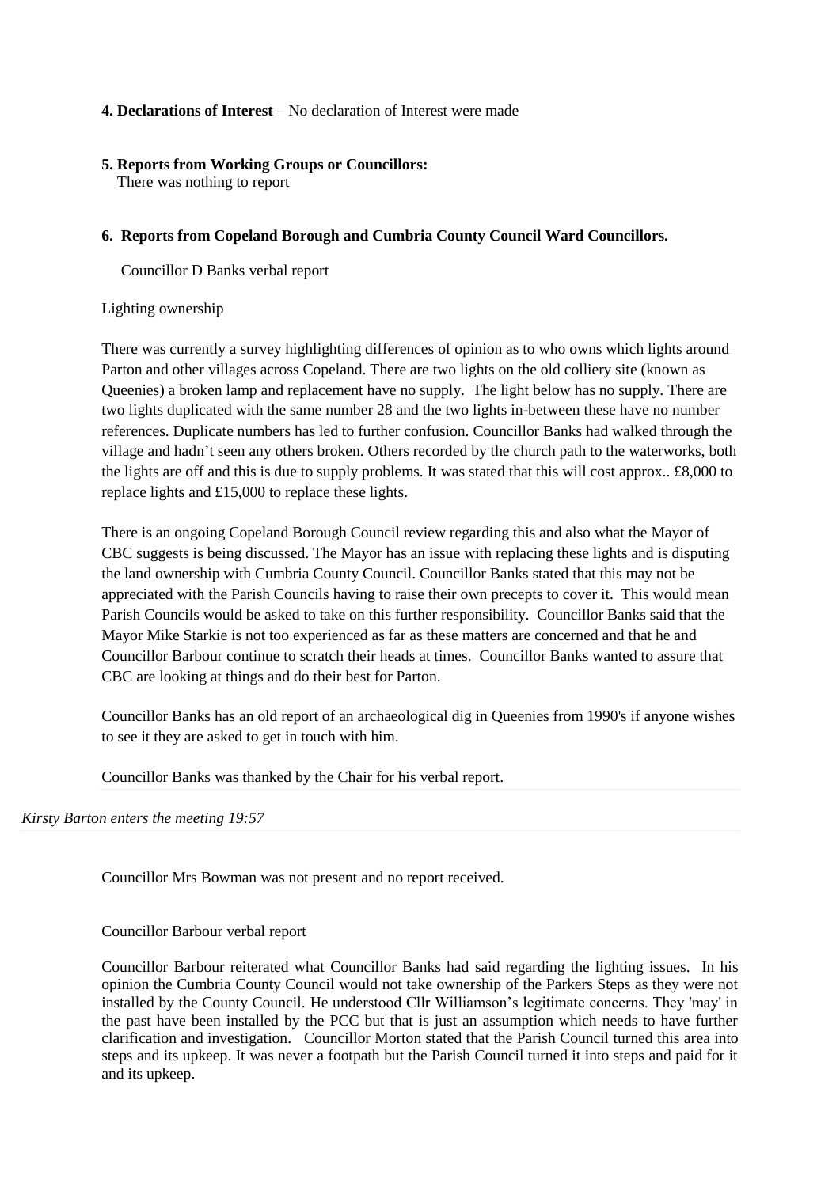**4. Declarations of Interest** – No declaration of Interest were made

**5. Reports from Working Groups or Councillors:**
There was nothing to report

**6. Reports from Copeland Borough and Cumbria County Council Ward Councillors.**

Councillor D Banks verbal report

Lighting ownership

There was currently a survey highlighting differences of opinion as to who owns which lights around Parton and other villages across Copeland. There are two lights on the old colliery site (known as Queenies) a broken lamp and replacement have no supply. The light below has no supply. There are two lights duplicated with the same number 28 and the two lights in-between these have no number references. Duplicate numbers has led to further confusion. Councillor Banks had walked through the village and hadn't seen any others broken. Others recorded by the church path to the waterworks, both the lights are off and this is due to supply problems. It was stated that this will cost approx.. £8,000 to replace lights and £15,000 to replace these lights.

There is an ongoing Copeland Borough Council review regarding this and also what the Mayor of CBC suggests is being discussed. The Mayor has an issue with replacing these lights and is disputing the land ownership with Cumbria County Council. Councillor Banks stated that this may not be appreciated with the Parish Councils having to raise their own precepts to cover it. This would mean Parish Councils would be asked to take on this further responsibility. Councillor Banks said that the Mayor Mike Starkie is not too experienced as far as these matters are concerned and that he and Councillor Barbour continue to scratch their heads at times. Councillor Banks wanted to assure that CBC are looking at things and do their best for Parton.

Councillor Banks has an old report of an archaeological dig in Queenies from 1990's if anyone wishes to see it they are asked to get in touch with him.

Councillor Banks was thanked by the Chair for his verbal report.

*Kirsty Barton enters the meeting 19:57*

Councillor Mrs Bowman was not present and no report received.

Councillor Barbour verbal report

Councillor Barbour reiterated what Councillor Banks had said regarding the lighting issues. In his opinion the Cumbria County Council would not take ownership of the Parkers Steps as they were not installed by the County Council. He understood Cllr Williamson's legitimate concerns. They 'may' in the past have been installed by the PCC but that is just an assumption which needs to have further clarification and investigation. Councillor Morton stated that the Parish Council turned this area into steps and its upkeep. It was never a footpath but the Parish Council turned it into steps and paid for it and its upkeep.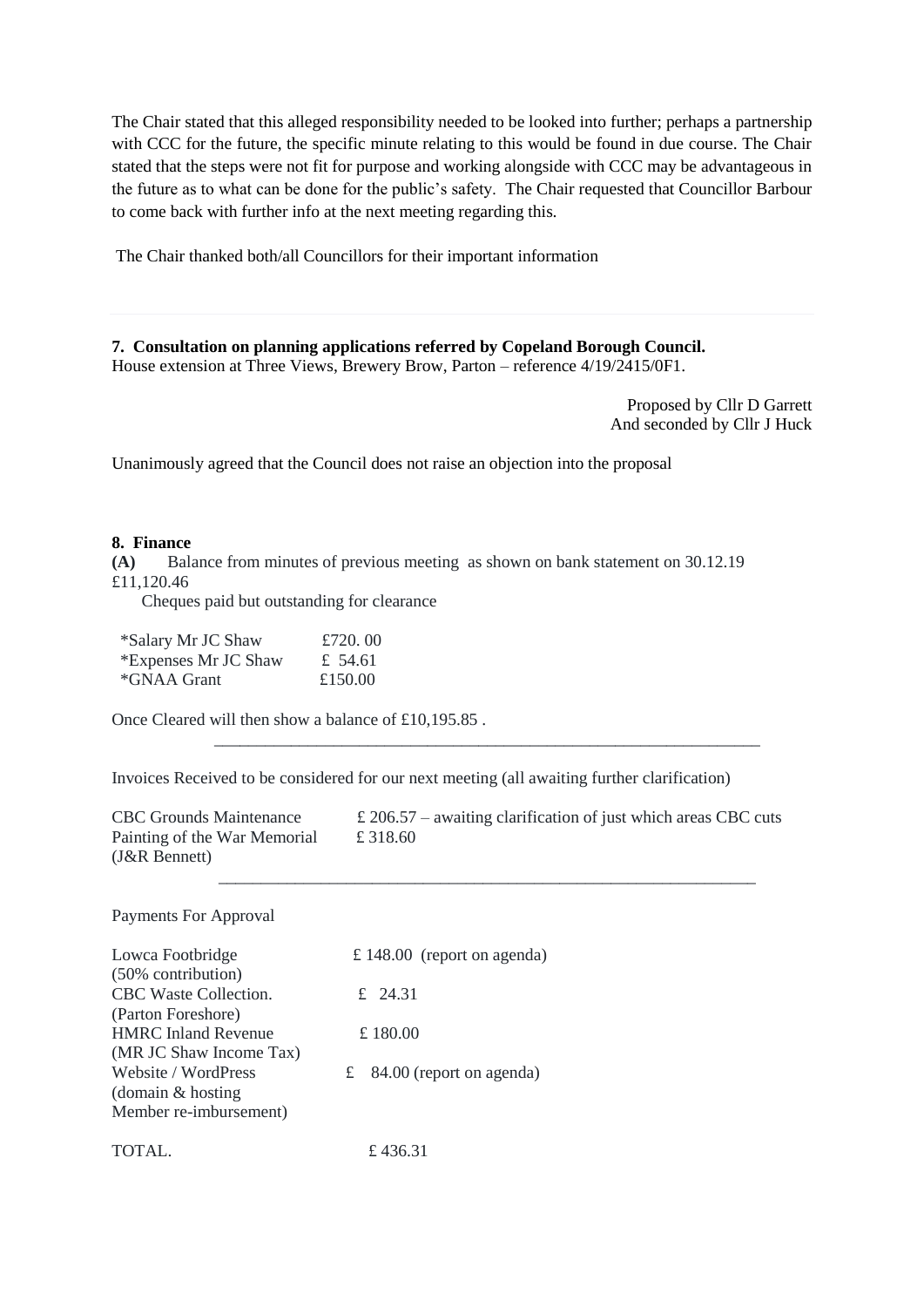The Chair stated that this alleged responsibility needed to be looked into further; perhaps a partnership with CCC for the future, the specific minute relating to this would be found in due course. The Chair stated that the steps were not fit for purpose and working alongside with CCC may be advantageous in the future as to what can be done for the public's safety. The Chair requested that Councillor Barbour to come back with further info at the next meeting regarding this.

The Chair thanked both/all Councillors for their important information

---

**7. Consultation on planning applications referred by Copeland Borough Council.**
House extension at Three Views, Brewery Brow, Parton – reference 4/19/2415/0F1.

Proposed by Cllr D Garrett
And seconded by Cllr J Huck

Unanimously agreed that the Council does not raise an objection into the proposal

**8. Finance**

**(A)** Balance from minutes of previous meeting as shown on bank statement on 30.12.19 £11,120.46

Cheques paid but outstanding for clearance

| | |
|---|---|
| *Salary Mr JC Shaw | £720. 00 |
| *Expenses Mr JC Shaw | £ 54.61 |
| *GNAA Grant | £150.00 |

Once Cleared will then show a balance of £10,195.85 .

---

Invoices Received to be considered for our next meeting (all awaiting further clarification)

| | |
|---|---|
| CBC Grounds Maintenance | £ 206.57 – awaiting clarification of just which areas CBC cuts |
| Painting of the War Memorial (J&R Bennett) | £ 318.60 |

---

Payments For Approval

| | |
|---|---|
| Lowca Footbridge (50% contribution) | £ 148.00 (report on agenda) |
| CBC Waste Collection. (Parton Foreshore) | £ 24.31 |
| HMRC Inland Revenue (MR JC Shaw Income Tax) | £ 180.00 |
| Website / WordPress (domain & hosting Member re-imbursement) | £ 84.00 (report on agenda) |
| TOTAL. | £ 436.31 |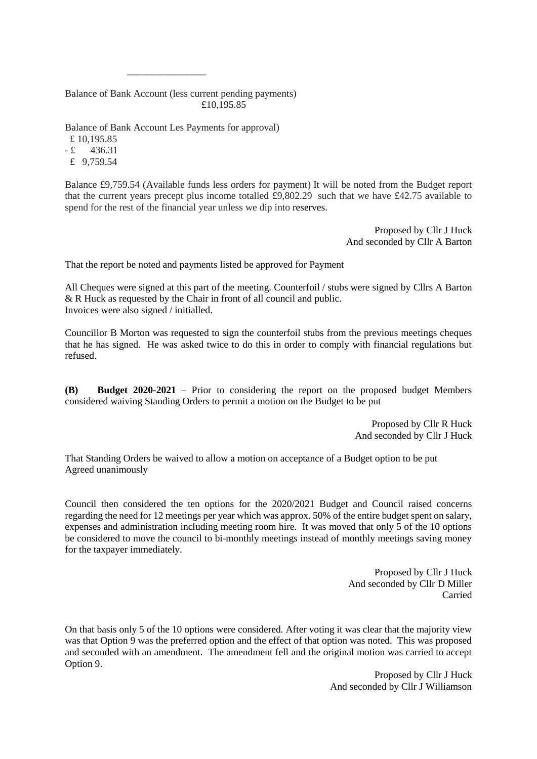________________

Balance of Bank Account (less current pending payments)
£10,195.85

Balance of Bank Account Les Payments for approval)
£ 10,195.85
- £ 436.31
£ 9,759.54

Balance £9,759.54 (Available funds less orders for payment) It will be noted from the Budget report that the current years precept plus income totalled £9,802.29 such that we have £42.75 available to spend for the rest of the financial year unless we dip into reserves.

Proposed by Cllr J Huck
And seconded by Cllr A Barton

That the report be noted and payments listed be approved for Payment

All Cheques were signed at this part of the meeting. Counterfoil / stubs were signed by Cllrs A Barton & R Huck as requested by the Chair in front of all council and public.
Invoices were also signed / initialled.

Councillor B Morton was requested to sign the counterfoil stubs from the previous meetings cheques that he has signed. He was asked twice to do this in order to comply with financial regulations but refused.

**(B) Budget 2020-2021 –** Prior to considering the report on the proposed budget Members considered waiving Standing Orders to permit a motion on the Budget to be put

Proposed by Cllr R Huck
And seconded by Cllr J Huck

That Standing Orders be waived to allow a motion on acceptance of a Budget option to be put
Agreed unanimously

Council then considered the ten options for the 2020/2021 Budget and Council raised concerns regarding the need for 12 meetings per year which was approx. 50% of the entire budget spent on salary, expenses and administration including meeting room hire. It was moved that only 5 of the 10 options be considered to move the council to bi-monthly meetings instead of monthly meetings saving money for the taxpayer immediately.

Proposed by Cllr J Huck
And seconded by Cllr D Miller
Carried

On that basis only 5 of the 10 options were considered. After voting it was clear that the majority view was that Option 9 was the preferred option and the effect of that option was noted. This was proposed and seconded with an amendment. The amendment fell and the original motion was carried to accept Option 9.

Proposed by Cllr J Huck
And seconded by Cllr J Williamson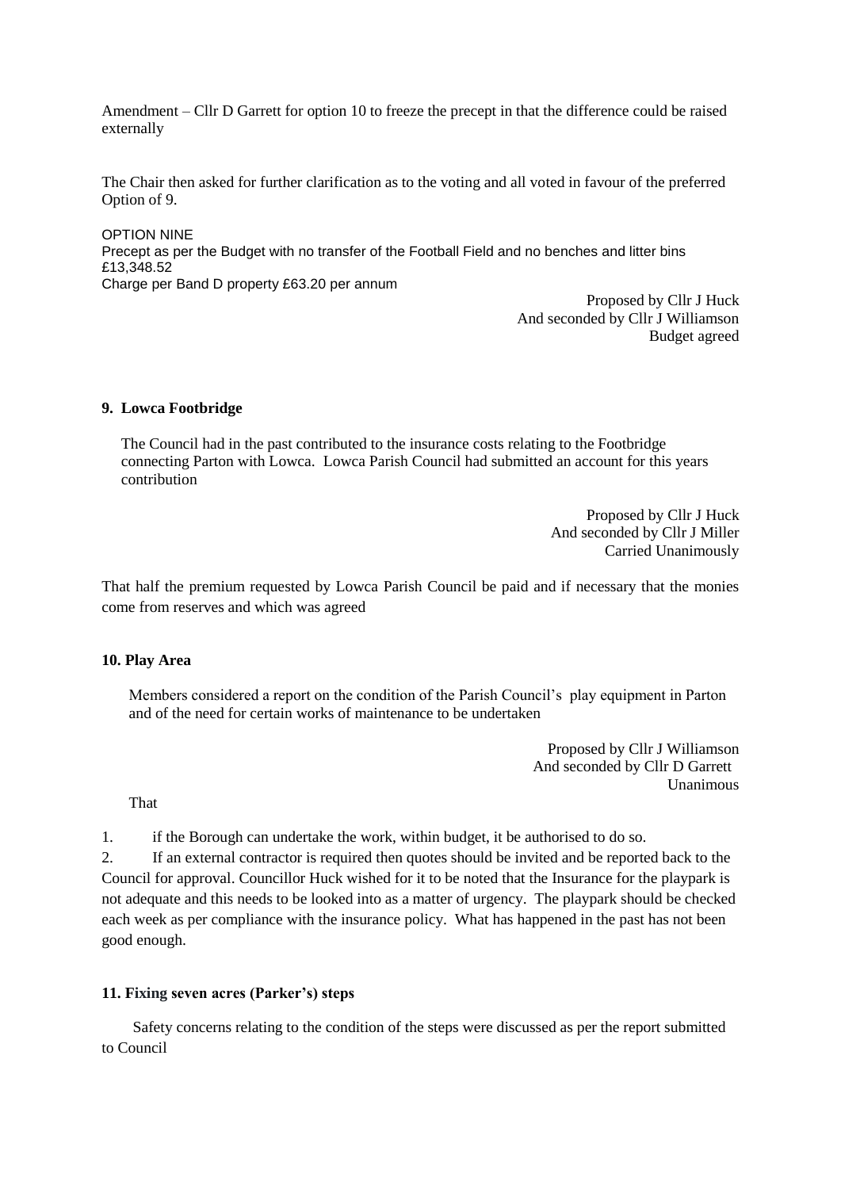Amendment – Cllr D Garrett for option 10 to freeze the precept in that the difference could be raised externally

The Chair then asked for further clarification as to the voting and all voted in favour of the preferred Option of 9.

OPTION NINE
Precept as per the Budget with no transfer of the Football Field and no benches and litter bins
£13,348.52
Charge per Band D property £63.20 per annum

Proposed by Cllr J Huck
And seconded by Cllr J Williamson
Budget agreed

**9. Lowca Footbridge**

The Council had in the past contributed to the insurance costs relating to the Footbridge connecting Parton with Lowca. Lowca Parish Council had submitted an account for this years contribution

Proposed by Cllr J Huck
And seconded by Cllr J Miller
Carried Unanimously

That half the premium requested by Lowca Parish Council be paid and if necessary that the monies come from reserves and which was agreed

**10. Play Area**

Members considered a report on the condition of the Parish Council's play equipment in Parton and of the need for certain works of maintenance to be undertaken

Proposed by Cllr J Williamson
And seconded by Cllr D Garrett
Unanimous

That

1. if the Borough can undertake the work, within budget, it be authorised to do so.
2. If an external contractor is required then quotes should be invited and be reported back to the Council for approval. Councillor Huck wished for it to be noted that the Insurance for the playpark is not adequate and this needs to be looked into as a matter of urgency. The playpark should be checked each week as per compliance with the insurance policy. What has happened in the past has not been good enough.

**11. Fixing seven acres (Parker's) steps**

Safety concerns relating to the condition of the steps were discussed as per the report submitted to Council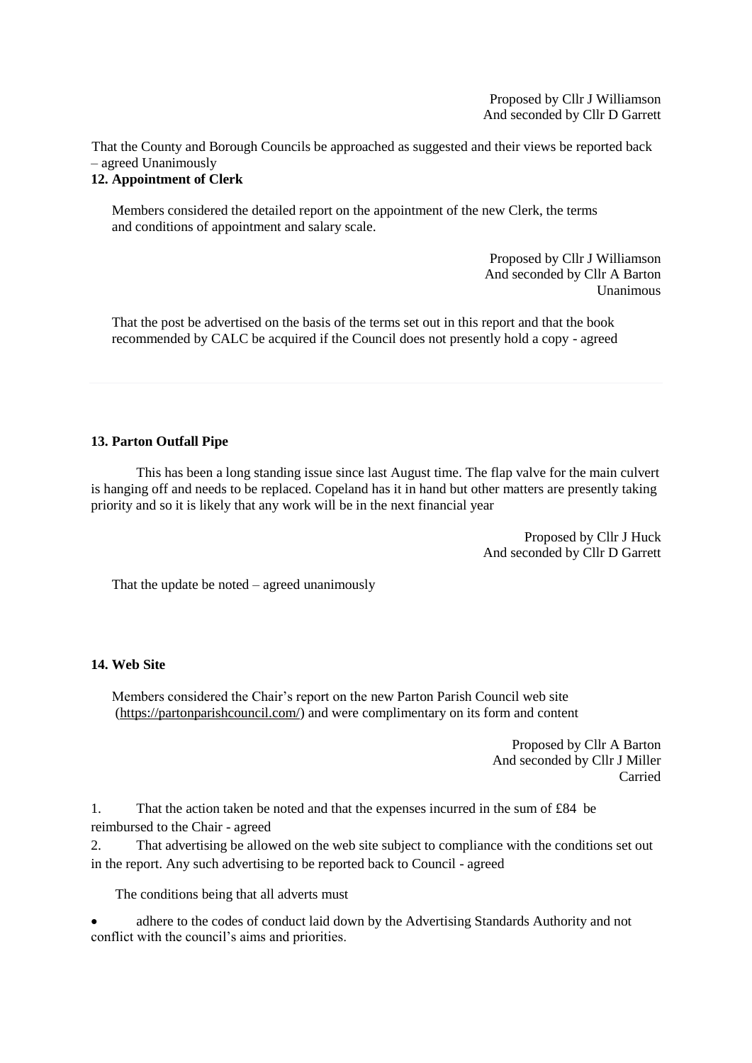Proposed by Cllr J Williamson
And seconded by Cllr D Garrett

That the County and Borough Councils be approached as suggested and their views be reported back – agreed Unanimously

**12. Appointment of Clerk**

Members considered the detailed report on the appointment of the new Clerk, the terms and conditions of appointment and salary scale.

Proposed by Cllr J Williamson
And seconded by Cllr A Barton
Unanimous

That the post be advertised on the basis of the terms set out in this report and that the book recommended by CALC be acquired if the Council does not presently hold a copy - agreed

---

**13. Parton Outfall Pipe**

This has been a long standing issue since last August time. The flap valve for the main culvert is hanging off and needs to be replaced. Copeland has it in hand but other matters are presently taking priority and so it is likely that any work will be in the next financial year

Proposed by Cllr J Huck
And seconded by Cllr D Garrett

That the update be noted – agreed unanimously

**14. Web Site**

Members considered the Chair's report on the new Parton Parish Council web site (https://partonparishcouncil.com/) and were complimentary on its form and content

Proposed by Cllr A Barton
And seconded by Cllr J Miller
Carried

1. That the action taken be noted and that the expenses incurred in the sum of £84 be reimbursed to the Chair - agreed
2. That advertising be allowed on the web site subject to compliance with the conditions set out in the report. Any such advertising to be reported back to Council - agreed

The conditions being that all adverts must

- adhere to the codes of conduct laid down by the Advertising Standards Authority and not conflict with the council's aims and priorities.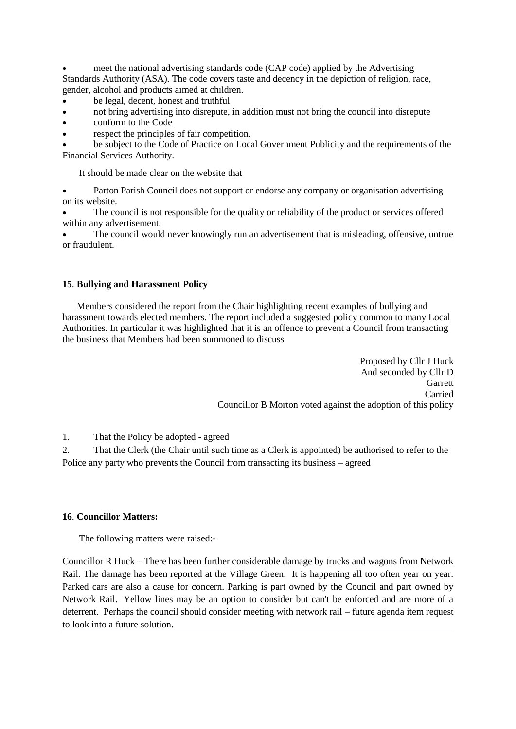- meet the national advertising standards code (CAP code) applied by the Advertising Standards Authority (ASA). The code covers taste and decency in the depiction of religion, race, gender, alcohol and products aimed at children.
- be legal, decent, honest and truthful
- not bring advertising into disrepute, in addition must not bring the council into disrepute
- conform to the Code
- respect the principles of fair competition.
- be subject to the Code of Practice on Local Government Publicity and the requirements of the Financial Services Authority.

It should be made clear on the website that

- Parton Parish Council does not support or endorse any company or organisation advertising on its website.
- The council is not responsible for the quality or reliability of the product or services offered within any advertisement.
- The council would never knowingly run an advertisement that is misleading, offensive, untrue or fraudulent.

**15**. **Bullying and Harassment Policy**

Members considered the report from the Chair highlighting recent examples of bullying and harassment towards elected members. The report included a suggested policy common to many Local Authorities. In particular it was highlighted that it is an offence to prevent a Council from transacting the business that Members had been summoned to discuss

Proposed by Cllr J Huck
And seconded by Cllr D Garrett
Carried
Councillor B Morton voted against the adoption of this policy

1. That the Policy be adopted - agreed
2. That the Clerk (the Chair until such time as a Clerk is appointed) be authorised to refer to the Police any party who prevents the Council from transacting its business – agreed

**16**. **Councillor Matters:**

The following matters were raised:-

Councillor R Huck – There has been further considerable damage by trucks and wagons from Network Rail. The damage has been reported at the Village Green. It is happening all too often year on year. Parked cars are also a cause for concern. Parking is part owned by the Council and part owned by Network Rail. Yellow lines may be an option to consider but can't be enforced and are more of a deterrent. Perhaps the council should consider meeting with network rail – future agenda item request to look into a future solution.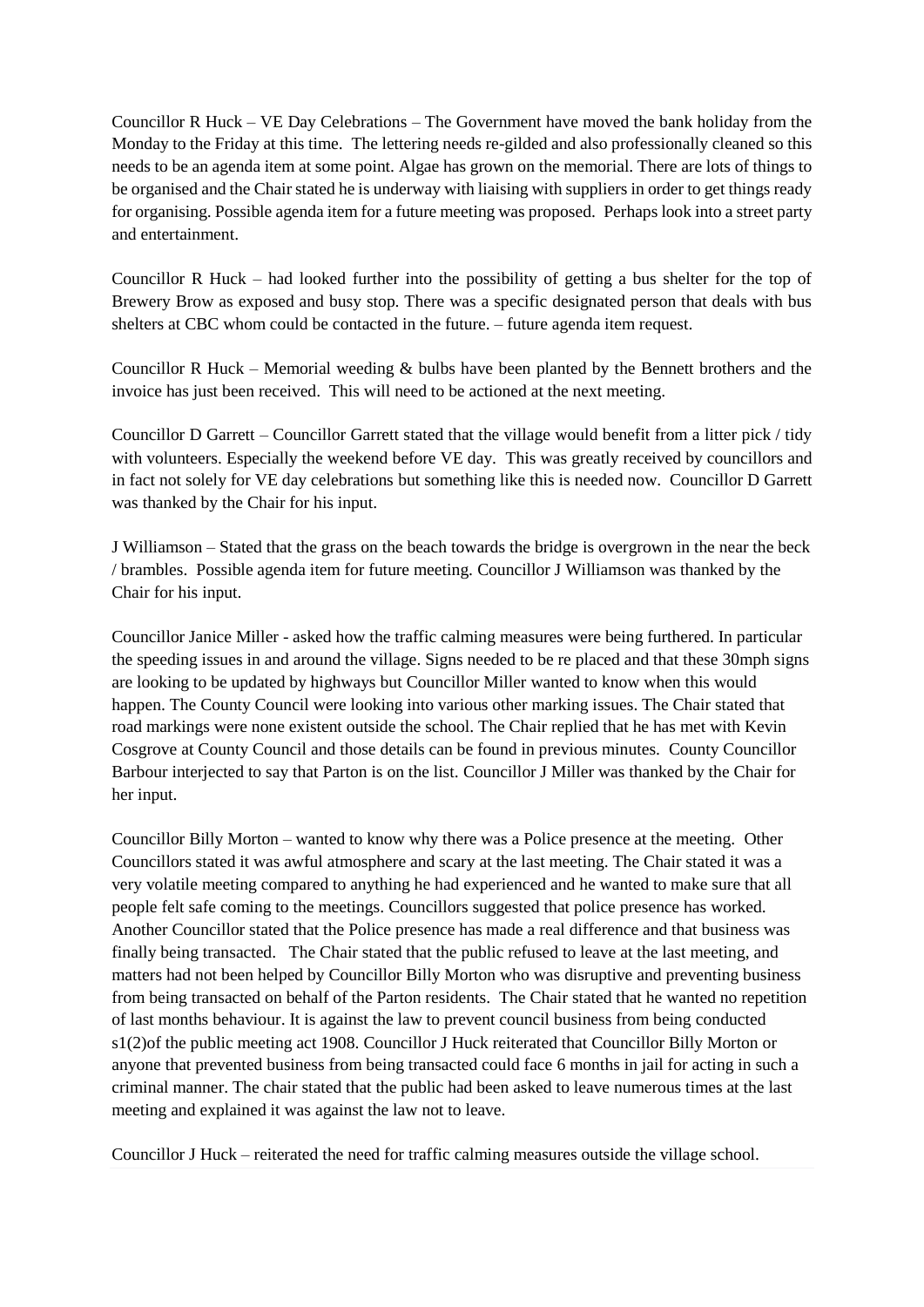Councillor R Huck – VE Day Celebrations – The Government have moved the bank holiday from the Monday to the Friday at this time. The lettering needs re-gilded and also professionally cleaned so this needs to be an agenda item at some point. Algae has grown on the memorial. There are lots of things to be organised and the Chair stated he is underway with liaising with suppliers in order to get things ready for organising. Possible agenda item for a future meeting was proposed. Perhaps look into a street party and entertainment.

Councillor R Huck – had looked further into the possibility of getting a bus shelter for the top of Brewery Brow as exposed and busy stop. There was a specific designated person that deals with bus shelters at CBC whom could be contacted in the future. – future agenda item request.

Councillor R Huck – Memorial weeding & bulbs have been planted by the Bennett brothers and the invoice has just been received. This will need to be actioned at the next meeting.

Councillor D Garrett – Councillor Garrett stated that the village would benefit from a litter pick / tidy with volunteers. Especially the weekend before VE day. This was greatly received by councillors and in fact not solely for VE day celebrations but something like this is needed now. Councillor D Garrett was thanked by the Chair for his input.

J Williamson – Stated that the grass on the beach towards the bridge is overgrown in the near the beck / brambles. Possible agenda item for future meeting. Councillor J Williamson was thanked by the Chair for his input.

Councillor Janice Miller - asked how the traffic calming measures were being furthered. In particular the speeding issues in and around the village. Signs needed to be re placed and that these 30mph signs are looking to be updated by highways but Councillor Miller wanted to know when this would happen. The County Council were looking into various other marking issues. The Chair stated that road markings were none existent outside the school. The Chair replied that he has met with Kevin Cosgrove at County Council and those details can be found in previous minutes. County Councillor Barbour interjected to say that Parton is on the list. Councillor J Miller was thanked by the Chair for her input.

Councillor Billy Morton – wanted to know why there was a Police presence at the meeting. Other Councillors stated it was awful atmosphere and scary at the last meeting. The Chair stated it was a very volatile meeting compared to anything he had experienced and he wanted to make sure that all people felt safe coming to the meetings. Councillors suggested that police presence has worked. Another Councillor stated that the Police presence has made a real difference and that business was finally being transacted. The Chair stated that the public refused to leave at the last meeting, and matters had not been helped by Councillor Billy Morton who was disruptive and preventing business from being transacted on behalf of the Parton residents. The Chair stated that he wanted no repetition of last months behaviour. It is against the law to prevent council business from being conducted s1(2)of the public meeting act 1908. Councillor J Huck reiterated that Councillor Billy Morton or anyone that prevented business from being transacted could face 6 months in jail for acting in such a criminal manner. The chair stated that the public had been asked to leave numerous times at the last meeting and explained it was against the law not to leave.

Councillor J Huck – reiterated the need for traffic calming measures outside the village school.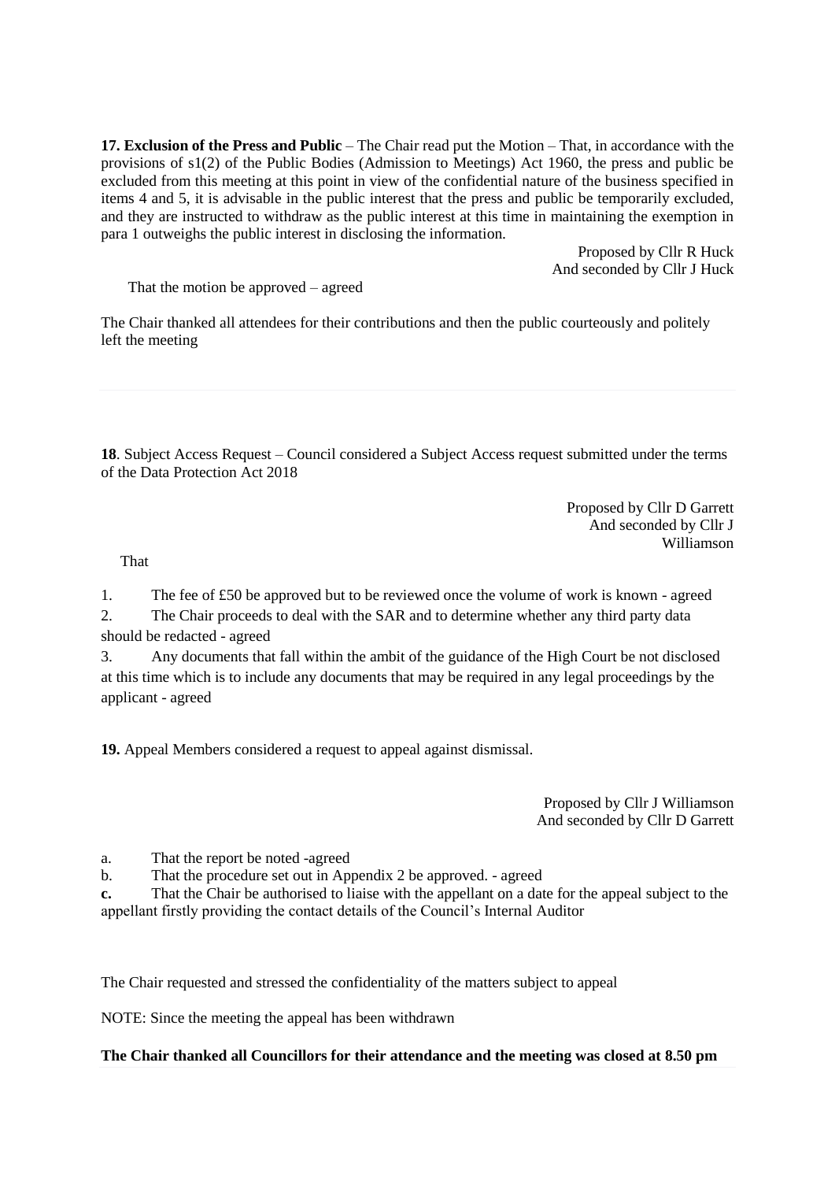**17. Exclusion of the Press and Public** – The Chair read put the Motion – That, in accordance with the provisions of s1(2) of the Public Bodies (Admission to Meetings) Act 1960, the press and public be excluded from this meeting at this point in view of the confidential nature of the business specified in items 4 and 5, it is advisable in the public interest that the press and public be temporarily excluded, and they are instructed to withdraw as the public interest at this time in maintaining the exemption in para 1 outweighs the public interest in disclosing the information.

Proposed by Cllr R Huck
And seconded by Cllr J Huck

That the motion be approved – agreed

The Chair thanked all attendees for their contributions and then the public courteously and politely left the meeting

---

**18**. Subject Access Request – Council considered a Subject Access request submitted under the terms of the Data Protection Act 2018

Proposed by Cllr D Garrett
And seconded by Cllr J Williamson

That

1. The fee of £50 be approved but to be reviewed once the volume of work is known - agreed
2. The Chair proceeds to deal with the SAR and to determine whether any third party data should be redacted - agreed
3. Any documents that fall within the ambit of the guidance of the High Court be not disclosed at this time which is to include any documents that may be required in any legal proceedings by the applicant - agreed

**19.** Appeal Members considered a request to appeal against dismissal.

Proposed by Cllr J Williamson
And seconded by Cllr D Garrett

a. That the report be noted -agreed
b. That the procedure set out in Appendix 2 be approved. - agreed
**c.** That the Chair be authorised to liaise with the appellant on a date for the appeal subject to the appellant firstly providing the contact details of the Council's Internal Auditor

The Chair requested and stressed the confidentiality of the matters subject to appeal

NOTE: Since the meeting the appeal has been withdrawn

**The Chair thanked all Councillors for their attendance and the meeting was closed at 8.50 pm**